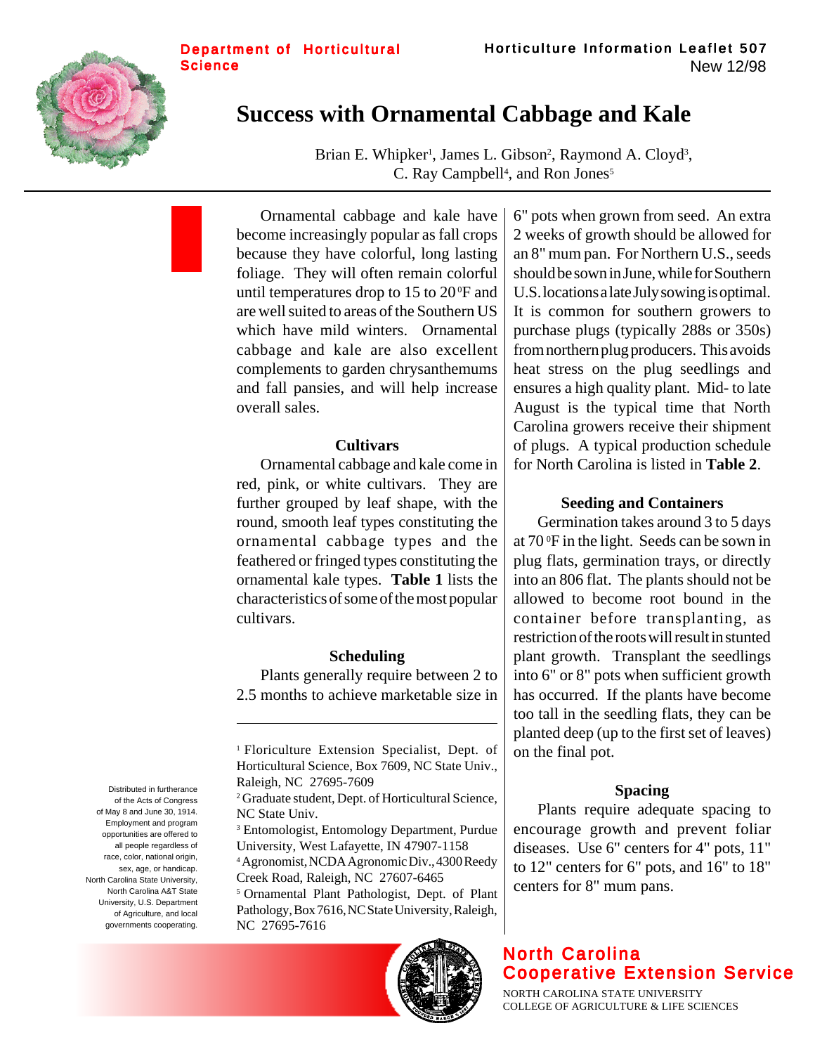Department of Horticultural Science

Horticulture Information Leaflet 507
New 12/98

# Success with Ornamental Cabbage and Kale

Brian E. Whipker[1], James L. Gibson[2], Raymond A. Cloyd[3], C. Ray Campbell[4], and Ron Jones[5]

Ornamental cabbage and kale have become increasingly popular as fall crops because they have colorful, long lasting foliage. They will often remain colorful until temperatures drop to 15 to 20 °F and are well suited to areas of the Southern US which have mild winters. Ornamental cabbage and kale are also excellent complements to garden chrysanthemums and fall pansies, and will help increase overall sales.

### Cultivars

Ornamental cabbage and kale come in red, pink, or white cultivars. They are further grouped by leaf shape, with the round, smooth leaf types constituting the ornamental cabbage types and the feathered or fringed types constituting the ornamental kale types. **Table 1** lists the characteristics of some of the most popular cultivars.

### Scheduling

Plants generally require between 2 to 2.5 months to achieve marketable size in 6" pots when grown from seed. An extra 2 weeks of growth should be allowed for an 8" mum pan. For Northern U.S., seeds should be sown in June, while for Southern U.S. locations a late July sowing is optimal. It is common for southern growers to purchase plugs (typically 288s or 350s) from northern plug producers. This avoids heat stress on the plug seedlings and ensures a high quality plant. Mid- to late August is the typical time that North Carolina growers receive their shipment of plugs. A typical production schedule for North Carolina is listed in **Table 2**.

### Seeding and Containers

Germination takes around 3 to 5 days at 70 °F in the light. Seeds can be sown in plug flats, germination trays, or directly into an 806 flat. The plants should not be allowed to become root bound in the container before transplanting, as restriction of the roots will result in stunted plant growth. Transplant the seedlings into 6" or 8" pots when sufficient growth has occurred. If the plants have become too tall in the seedling flats, they can be planted deep (up to the first set of leaves) on the final pot.

### Spacing

Plants require adequate spacing to encourage growth and prevent foliar diseases. Use 6" centers for 4" pots, 11" to 12" centers for 6" pots, and 16" to 18" centers for 8" mum pans.

---

[1] Floriculture Extension Specialist, Dept. of Horticultural Science, Box 7609, NC State Univ., Raleigh, NC 27695-7609

[2] Graduate student, Dept. of Horticultural Science, NC State Univ.

[3] Entomologist, Entomology Department, Purdue University, West Lafayette, IN 47907-1158

[4] Agronomist, NCDA Agronomic Div., 4300 Reedy Creek Road, Raleigh, NC 27607-6465

[5] Ornamental Plant Pathologist, Dept. of Plant Pathology, Box 7616, NC State University, Raleigh, NC 27695-7616

Distributed in furtherance of the Acts of Congress of May 8 and June 30, 1914. Employment and program opportunities are offered to all people regardless of race, color, national origin, sex, age, or handicap. North Carolina State University, North Carolina A&T State University, U.S. Department of Agriculture, and local governments cooperating.

North Carolina Cooperative Extension Service
NORTH CAROLINA STATE UNIVERSITY
COLLEGE OF AGRICULTURE & LIFE SCIENCES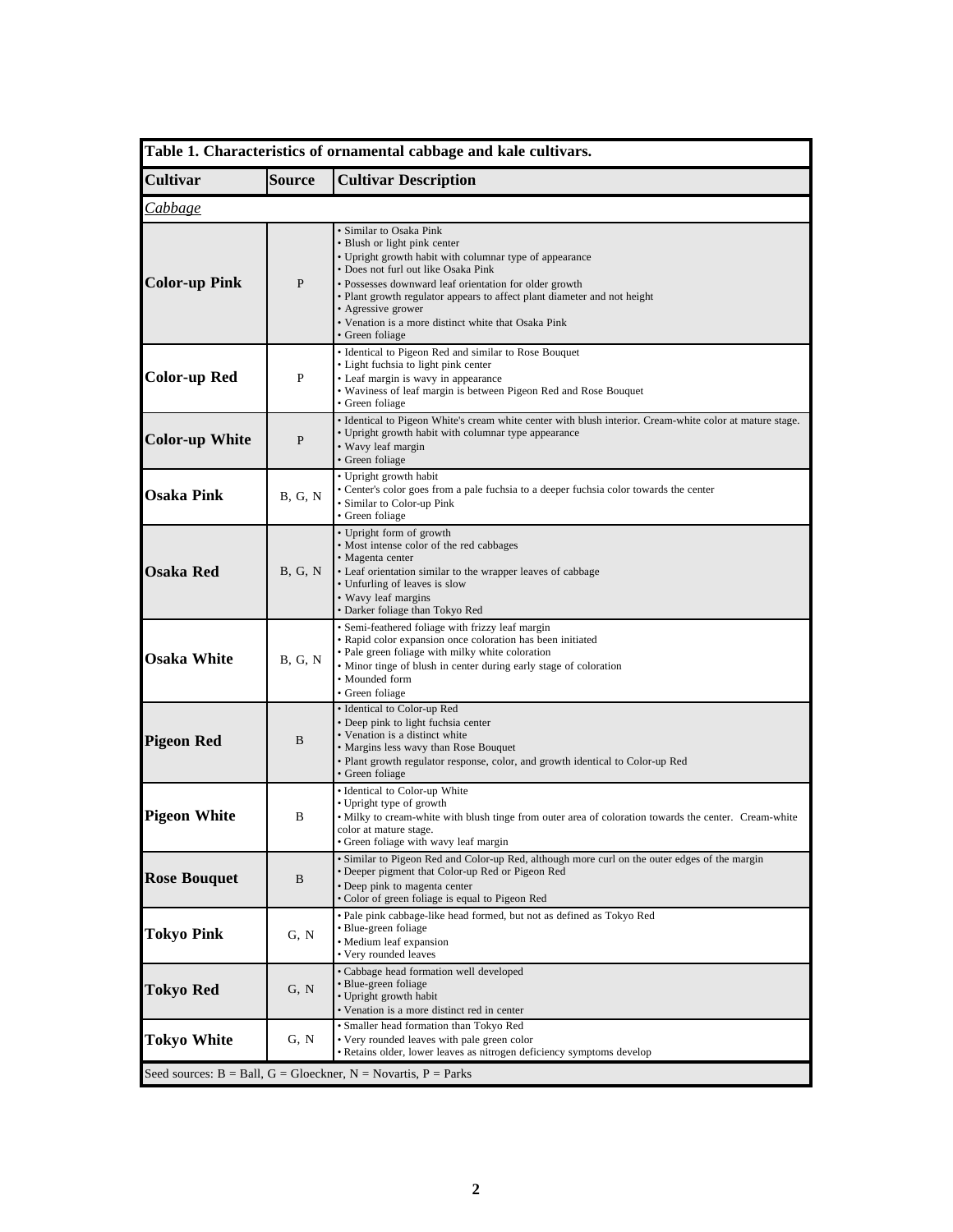**Table 1. Characteristics of ornamental cabbage and kale cultivars.**

| Cultivar | Source | Cultivar Description |
|---|---|---|
| *Cabbage* | | |
| **Color-up Pink** | P | • Similar to Osaka Pink<br>• Blush or light pink center<br>• Upright growth habit with columnar type of appearance<br>• Does not furl out like Osaka Pink<br>• Possesses downward leaf orientation for older growth<br>• Plant growth regulator appears to affect plant diameter and not height<br>• Agressive grower<br>• Venation is a more distinct white that Osaka Pink<br>• Green foliage |
| **Color-up Red** | P | • Identical to Pigeon Red and similar to Rose Bouquet<br>• Light fuchsia to light pink center<br>• Leaf margin is wavy in appearance<br>• Waviness of leaf margin is between Pigeon Red and Rose Bouquet<br>• Green foliage |
| **Color-up White** | P | • Identical to Pigeon White's cream white center with blush interior. Cream-white color at mature stage.<br>• Upright growth habit with columnar type appearance<br>• Wavy leaf margin<br>• Green foliage |
| **Osaka Pink** | B, G, N | • Upright growth habit<br>• Center's color goes from a pale fuchsia to a deeper fuchsia color towards the center<br>• Similar to Color-up Pink<br>• Green foliage |
| **Osaka Red** | B, G, N | • Upright form of growth<br>• Most intense color of the red cabbages<br>• Magenta center<br>• Leaf orientation similar to the wrapper leaves of cabbage<br>• Unfurling of leaves is slow<br>• Wavy leaf margins<br>• Darker foliage than Tokyo Red |
| **Osaka White** | B, G, N | • Semi-feathered foliage with frizzy leaf margin<br>• Rapid color expansion once coloration has been initiated<br>• Pale green foliage with milky white coloration<br>• Minor tinge of blush in center during early stage of coloration<br>• Mounded form<br>• Green foliage |
| **Pigeon Red** | B | • Identical to Color-up Red<br>• Deep pink to light fuchsia center<br>• Venation is a distinct white<br>• Margins less wavy than Rose Bouquet<br>• Plant growth regulator response, color, and growth identical to Color-up Red<br>• Green foliage |
| **Pigeon White** | B | • Identical to Color-up White<br>• Upright type of growth<br>• Milky to cream-white with blush tinge from outer area of coloration towards the center. Cream-white color at mature stage.<br>• Green foliage with wavy leaf margin |
| **Rose Bouquet** | B | • Similar to Pigeon Red and Color-up Red, although more curl on the outer edges of the margin<br>• Deeper pigment that Color-up Red or Pigeon Red<br>• Deep pink to magenta center<br>• Color of green foliage is equal to Pigeon Red |
| **Tokyo Pink** | G, N | • Pale pink cabbage-like head formed, but not as defined as Tokyo Red<br>• Blue-green foliage<br>• Medium leaf expansion<br>• Very rounded leaves |
| **Tokyo Red** | G, N | • Cabbage head formation well developed<br>• Blue-green foliage<br>• Upright growth habit<br>• Venation is a more distinct red in center |
| **Tokyo White** | G, N | • Smaller head formation than Tokyo Red<br>• Very rounded leaves with pale green color<br>• Retains older, lower leaves as nitrogen deficiency symptoms develop |

Seed sources: B = Ball, G = Gloeckner, N = Novartis, P = Parks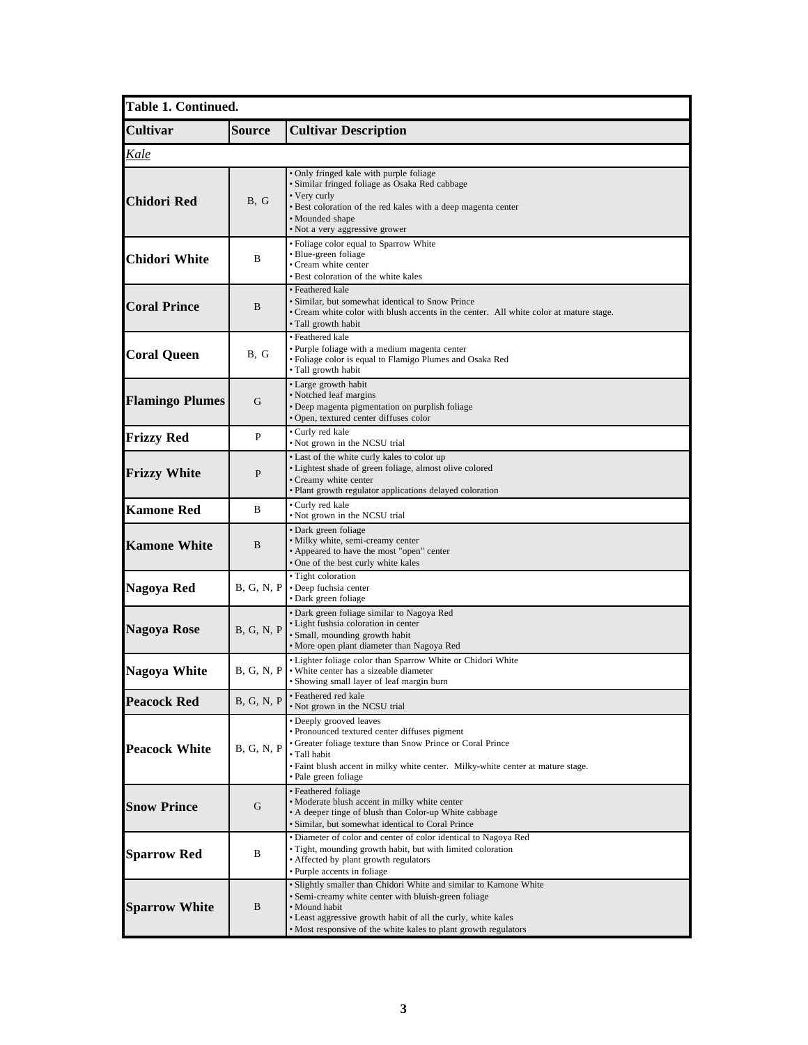**Table 1. Continued.**

| Cultivar | Source | Cultivar Description |
|---|---|---|
| *Kale* | | |
| **Chidori Red** | B, G | • Only fringed kale with purple foliage<br>• Similar fringed foliage as Osaka Red cabbage<br>• Very curly<br>• Best coloration of the red kales with a deep magenta center<br>• Mounded shape<br>• Not a very aggressive grower |
| **Chidori White** | B | • Foliage color equal to Sparrow White<br>• Blue-green foliage<br>• Cream white center<br>• Best coloration of the white kales |
| **Coral Prince** | B | • Feathered kale<br>• Similar, but somewhat identical to Snow Prince<br>• Cream white color with blush accents in the center. All white color at mature stage.<br>• Tall growth habit |
| **Coral Queen** | B, G | • Feathered kale<br>• Purple foliage with a medium magenta center<br>• Foliage color is equal to Flamigo Plumes and Osaka Red<br>• Tall growth habit |
| **Flamingo Plumes** | G | • Large growth habit<br>• Notched leaf margins<br>• Deep magenta pigmentation on purplish foliage<br>• Open, textured center diffuses color |
| **Frizzy Red** | P | • Curly red kale<br>• Not grown in the NCSU trial |
| **Frizzy White** | P | • Last of the white curly kales to color up<br>• Lightest shade of green foliage, almost olive colored<br>• Creamy white center<br>• Plant growth regulator applications delayed coloration |
| **Kamone Red** | B | • Curly red kale<br>• Not grown in the NCSU trial |
| **Kamone White** | B | • Dark green foliage<br>• Milky white, semi-creamy center<br>• Appeared to have the most "open" center<br>• One of the best curly white kales |
| **Nagoya Red** | B, G, N, P | • Tight coloration<br>• Deep fuchsia center<br>• Dark green foliage |
| **Nagoya Rose** | B, G, N, P | • Dark green foliage similar to Nagoya Red<br>• Light fushsia coloration in center<br>• Small, mounding growth habit<br>• More open plant diameter than Nagoya Red |
| **Nagoya White** | B, G, N, P | • Lighter foliage color than Sparrow White or Chidori White<br>• White center has a sizeable diameter<br>• Showing small layer of leaf margin burn |
| **Peacock Red** | B, G, N, P | • Feathered red kale<br>• Not grown in the NCSU trial |
| **Peacock White** | B, G, N, P | • Deeply grooved leaves<br>• Pronounced textured center diffuses pigment<br>• Greater foliage texture than Snow Prince or Coral Prince<br>• Tall habit<br>• Faint blush accent in milky white center. Milky-white center at mature stage.<br>• Pale green foliage |
| **Snow Prince** | G | • Feathered foliage<br>• Moderate blush accent in milky white center<br>• A deeper tinge of blush than Color-up White cabbage<br>• Similar, but somewhat identical to Coral Prince |
| **Sparrow Red** | B | • Diameter of color and center of color identical to Nagoya Red<br>• Tight, mounding growth habit, but with limited coloration<br>• Affected by plant growth regulators<br>• Purple accents in foliage |
| **Sparrow White** | B | • Slightly smaller than Chidori White and similar to Kamone White<br>• Semi-creamy white center with bluish-green foliage<br>• Mound habit<br>• Least aggressive growth habit of all the curly, white kales<br>• Most responsive of the white kales to plant growth regulators |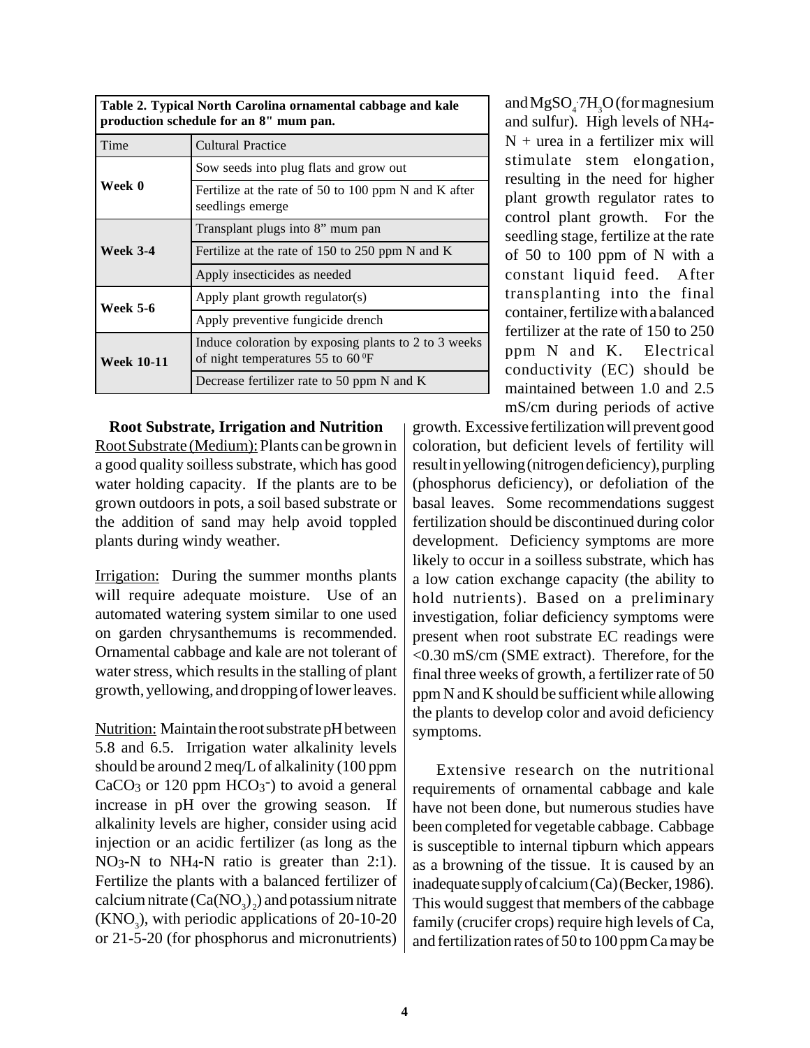**Table 2. Typical North Carolina ornamental cabbage and kale production schedule for an 8" mum pan.**

| Time | Cultural Practice |
|---|---|
| **Week 0** | Sow seeds into plug flats and grow out |
| | Fertilize at the rate of 50 to 100 ppm N and K after seedlings emerge |
| **Week 3-4** | Transplant plugs into 8" mum pan |
| | Fertilize at the rate of 150 to 250 ppm N and K |
| | Apply insecticides as needed |
| **Week 5-6** | Apply plant growth regulator(s) |
| | Apply preventive fungicide drench |
| **Week 10-11** | Induce coloration by exposing plants to 2 to 3 weeks of night temperatures 55 to 60 °F |
| | Decrease fertilizer rate to 50 ppm N and K |

**Root Substrate, Irrigation and Nutrition**

Root Substrate (Medium): Plants can be grown in a good quality soilless substrate, which has good water holding capacity. If the plants are to be grown outdoors in pots, a soil based substrate or the addition of sand may help avoid toppled plants during windy weather.

Irrigation: During the summer months plants will require adequate moisture. Use of an automated watering system similar to one used on garden chrysanthemums is recommended. Ornamental cabbage and kale are not tolerant of water stress, which results in the stalling of plant growth, yellowing, and dropping of lower leaves.

Nutrition: Maintain the root substrate pH between 5.8 and 6.5. Irrigation water alkalinity levels should be around 2 meq/L of alkalinity (100 ppm $CaCO_3$ or 120 ppm $HCO_3^-$) to avoid a general increase in pH over the growing season. If alkalinity levels are higher, consider using acid injection or an acidic fertilizer (as long as the $NO_3$-N to $NH_4$-N ratio is greater than 2:1). Fertilize the plants with a balanced fertilizer of calcium nitrate ($Ca(NO_3)_2$) and potassium nitrate ($KNO_3$), with periodic applications of 20-10-20 or 21-5-20 (for phosphorus and micronutrients) and $MgSO_4 \cdot 7H_3O$ (for magnesium and sulfur). High levels of $NH_4$-N + urea in a fertilizer mix will stimulate stem elongation, resulting in the need for higher plant growth regulator rates to control plant growth. For the seedling stage, fertilize at the rate of 50 to 100 ppm of N with a constant liquid feed. After transplanting into the final container, fertilize with a balanced fertilizer at the rate of 150 to 250 ppm N and K. Electrical conductivity (EC) should be maintained between 1.0 and 2.5 mS/cm during periods of active growth. Excessive fertilization will prevent good coloration, but deficient levels of fertility will result in yellowing (nitrogen deficiency), purpling (phosphorus deficiency), or defoliation of the basal leaves. Some recommendations suggest fertilization should be discontinued during color development. Deficiency symptoms are more likely to occur in a soilless substrate, which has a low cation exchange capacity (the ability to hold nutrients). Based on a preliminary investigation, foliar deficiency symptoms were present when root substrate EC readings were <0.30 mS/cm (SME extract). Therefore, for the final three weeks of growth, a fertilizer rate of 50 ppm N and K should be sufficient while allowing the plants to develop color and avoid deficiency symptoms.

Extensive research on the nutritional requirements of ornamental cabbage and kale have not been done, but numerous studies have been completed for vegetable cabbage. Cabbage is susceptible to internal tipburn which appears as a browning of the tissue. It is caused by an inadequate supply of calcium (Ca) (Becker, 1986). This would suggest that members of the cabbage family (crucifer crops) require high levels of Ca, and fertilization rates of 50 to 100 ppm Ca may be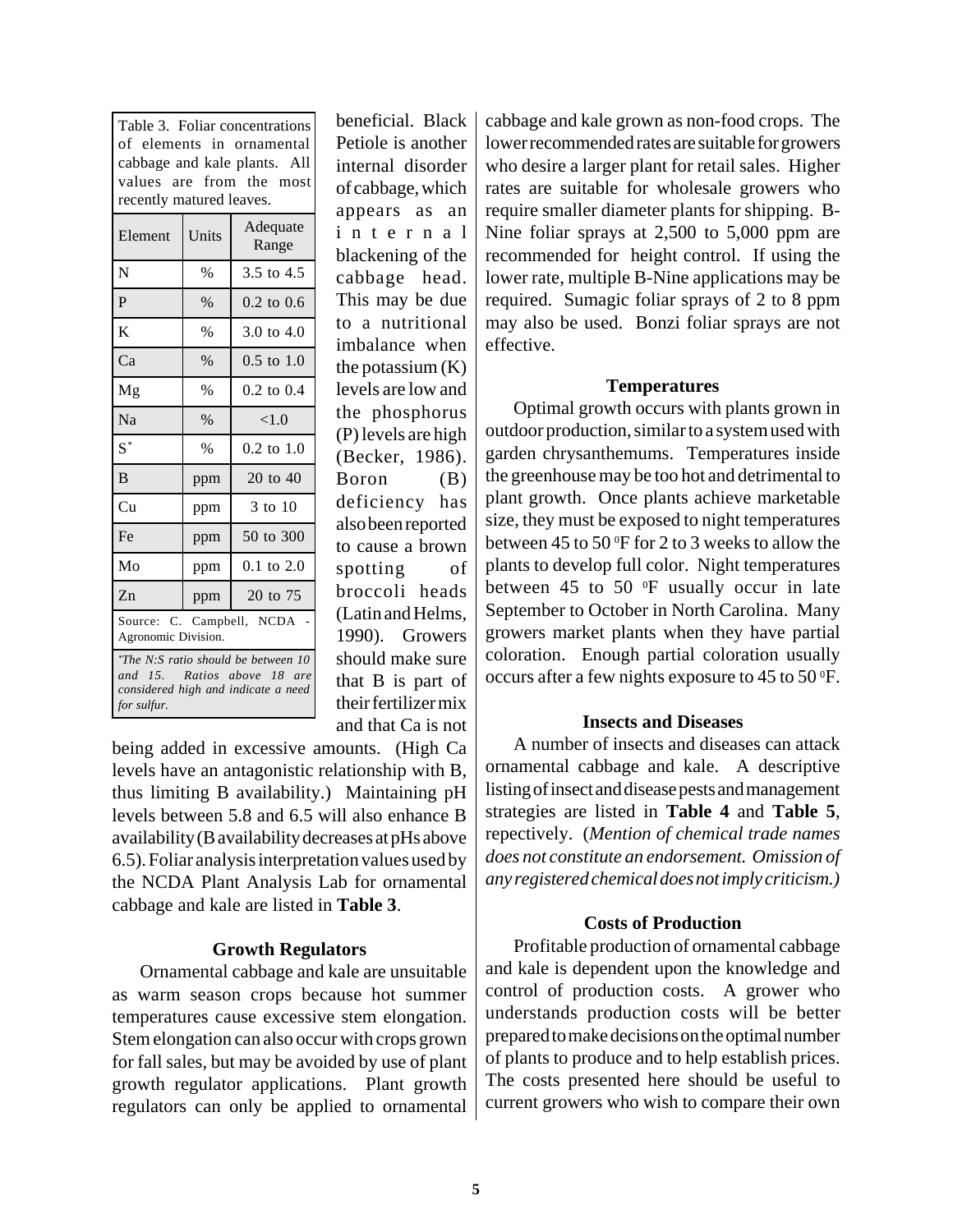Table 3. Foliar concentrations of elements in ornamental cabbage and kale plants. All values are from the most recently matured leaves.

| Element | Units | Adequate Range |
|---|---|---|
| N | % | 3.5 to 4.5 |
| P | % | 0.2 to 0.6 |
| K | % | 3.0 to 4.0 |
| Ca | % | 0.5 to 1.0 |
| Mg | % | 0.2 to 0.4 |
| Na | % | <1.0 |
| S* | % | 0.2 to 1.0 |
| B | ppm | 20 to 40 |
| Cu | ppm | 3 to 10 |
| Fe | ppm | 50 to 300 |
| Mo | ppm | 0.1 to 2.0 |
| Zn | ppm | 20 to 75 |

Source: C. Campbell, NCDA - Agronomic Division.

*\*The N:S ratio should be between 10 and 15. Ratios above 18 are considered high and indicate a need for sulfur.*

beneficial. Black Petiole is another internal disorder of cabbage, which appears as an internal blackening of the cabbage head. This may be due to a nutritional imbalance when the potassium (K) levels are low and the phosphorus (P) levels are high (Becker, 1986). Boron (B) deficiency has also been reported to cause a brown spotting of broccoli heads (Latin and Helms, 1990). Growers should make sure that B is part of their fertilizer mix and that Ca is not being added in excessive amounts. (High Ca levels have an antagonistic relationship with B, thus limiting B availability.) Maintaining pH levels between 5.8 and 6.5 will also enhance B availability (B availability decreases at pHs above 6.5). Foliar analysis interpretation values used by the NCDA Plant Analysis Lab for ornamental cabbage and kale are listed in **Table 3**.

### Growth Regulators

Ornamental cabbage and kale are unsuitable as warm season crops because hot summer temperatures cause excessive stem elongation. Stem elongation can also occur with crops grown for fall sales, but may be avoided by use of plant growth regulator applications. Plant growth regulators can only be applied to ornamental cabbage and kale grown as non-food crops. The lower recommended rates are suitable for growers who desire a larger plant for retail sales. Higher rates are suitable for wholesale growers who require smaller diameter plants for shipping. B-Nine foliar sprays at 2,500 to 5,000 ppm are recommended for height control. If using the lower rate, multiple B-Nine applications may be required. Sumagic foliar sprays of 2 to 8 ppm may also be used. Bonzi foliar sprays are not effective.

### Temperatures

Optimal growth occurs with plants grown in outdoor production, similar to a system used with garden chrysanthemums. Temperatures inside the greenhouse may be too hot and detrimental to plant growth. Once plants achieve marketable size, they must be exposed to night temperatures between 45 to 50 °F for 2 to 3 weeks to allow the plants to develop full color. Night temperatures between 45 to 50 °F usually occur in late September to October in North Carolina. Many growers market plants when they have partial coloration. Enough partial coloration usually occurs after a few nights exposure to 45 to 50 °F.

### Insects and Diseases

A number of insects and diseases can attack ornamental cabbage and kale. A descriptive listing of insect and disease pests and management strategies are listed in **Table 4** and **Table 5**, repectively. (*Mention of chemical trade names does not constitute an endorsement. Omission of any registered chemical does not imply criticism.)*

### Costs of Production

Profitable production of ornamental cabbage and kale is dependent upon the knowledge and control of production costs. A grower who understands production costs will be better prepared to make decisions on the optimal number of plants to produce and to help establish prices. The costs presented here should be useful to current growers who wish to compare their own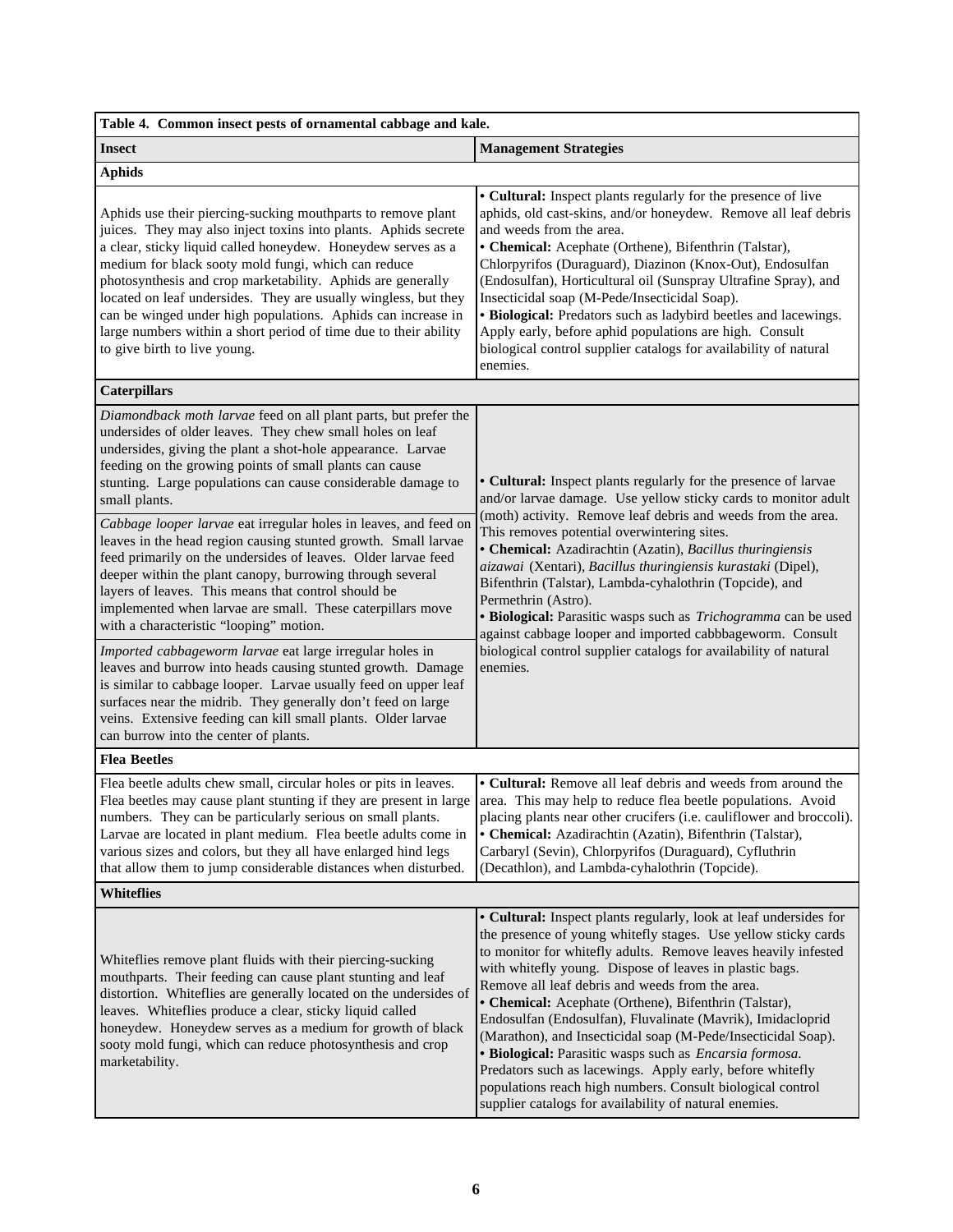| **Table 4. Common insect pests of ornamental cabbage and kale.** | |
|---|---|
| **Insect** | **Management Strategies** |
| **Aphids** | |
| Aphids use their piercing-sucking mouthparts to remove plant juices. They may also inject toxins into plants. Aphids secrete a clear, sticky liquid called honeydew. Honeydew serves as a medium for black sooty mold fungi, which can reduce photosynthesis and crop marketability. Aphids are generally located on leaf undersides. They are usually wingless, but they can be winged under high populations. Aphids can increase in large numbers within a short period of time due to their ability to give birth to live young. | • **Cultural:** Inspect plants regularly for the presence of live aphids, old cast-skins, and/or honeydew. Remove all leaf debris and weeds from the area.<br>• **Chemical:** Acephate (Orthene), Bifenthrin (Talstar), Chlorpyrifos (Duraguard), Diazinon (Knox-Out), Endosulfan (Endosulfan), Horticultural oil (Sunspray Ultrafine Spray), and Insecticidal soap (M-Pede/Insecticidal Soap).<br>• **Biological:** Predators such as ladybird beetles and lacewings. Apply early, before aphid populations are high. Consult biological control supplier catalogs for availability of natural enemies. |
| **Caterpillars** | |
| *Diamondback moth larvae* feed on all plant parts, but prefer the undersides of older leaves. They chew small holes on leaf undersides, giving the plant a shot-hole appearance. Larvae feeding on the growing points of small plants can cause stunting. Large populations can cause considerable damage to small plants.<br><br>*Cabbage looper larvae* eat irregular holes in leaves, and feed on leaves in the head region causing stunted growth. Small larvae feed primarily on the undersides of leaves. Older larvae feed deeper within the plant canopy, burrowing through several layers of leaves. This means that control should be implemented when larvae are small. These caterpillars move with a characteristic "looping" motion.<br><br>*Imported cabbageworm larvae* eat large irregular holes in leaves and burrow into heads causing stunted growth. Damage is similar to cabbage looper. Larvae usually feed on upper leaf surfaces near the midrib. They generally don't feed on large veins. Extensive feeding can kill small plants. Older larvae can burrow into the center of plants. | • **Cultural:** Inspect plants regularly for the presence of larvae and/or larvae damage. Use yellow sticky cards to monitor adult (moth) activity. Remove leaf debris and weeds from the area. This removes potential overwintering sites.<br>• **Chemical:** Azadirachtin (Azatin), *Bacillus thuringiensis aizawai* (Xentari), *Bacillus thuringiensis kurastaki* (Dipel), Bifenthrin (Talstar), Lambda-cyhalothrin (Topcide), and Permethrin (Astro).<br>• **Biological:** Parasitic wasps such as *Trichogramma* can be used against cabbage looper and imported cabbbageworm. Consult biological control supplier catalogs for availability of natural enemies. |
| **Flea Beetles** | |
| Flea beetle adults chew small, circular holes or pits in leaves. Flea beetles may cause plant stunting if they are present in large numbers. They can be particularly serious on small plants. Larvae are located in plant medium. Flea beetle adults come in various sizes and colors, but they all have enlarged hind legs that allow them to jump considerable distances when disturbed. | • **Cultural:** Remove all leaf debris and weeds from around the area. This may help to reduce flea beetle populations. Avoid placing plants near other crucifers (i.e. cauliflower and broccoli).<br>• **Chemical:** Azadirachtin (Azatin), Bifenthrin (Talstar), Carbaryl (Sevin), Chlorpyrifos (Duraguard), Cyfluthrin (Decathlon), and Lambda-cyhalothrin (Topcide). |
| **Whiteflies** | |
| Whiteflies remove plant fluids with their piercing-sucking mouthparts. Their feeding can cause plant stunting and leaf distortion. Whiteflies are generally located on the undersides of leaves. Whiteflies produce a clear, sticky liquid called honeydew. Honeydew serves as a medium for growth of black sooty mold fungi, which can reduce photosynthesis and crop marketability. | • **Cultural:** Inspect plants regularly, look at leaf undersides for the presence of young whitefly stages. Use yellow sticky cards to monitor for whitefly adults. Remove leaves heavily infested with whitefly young. Dispose of leaves in plastic bags. Remove all leaf debris and weeds from the area.<br>• **Chemical:** Acephate (Orthene), Bifenthrin (Talstar), Endosulfan (Endosulfan), Fluvalinate (Mavrik), Imidacloprid (Marathon), and Insecticidal soap (M-Pede/Insecticidal Soap).<br>• **Biological:** Parasitic wasps such as *Encarsia formosa*. Predators such as lacewings. Apply early, before whitefly populations reach high numbers. Consult biological control supplier catalogs for availability of natural enemies. |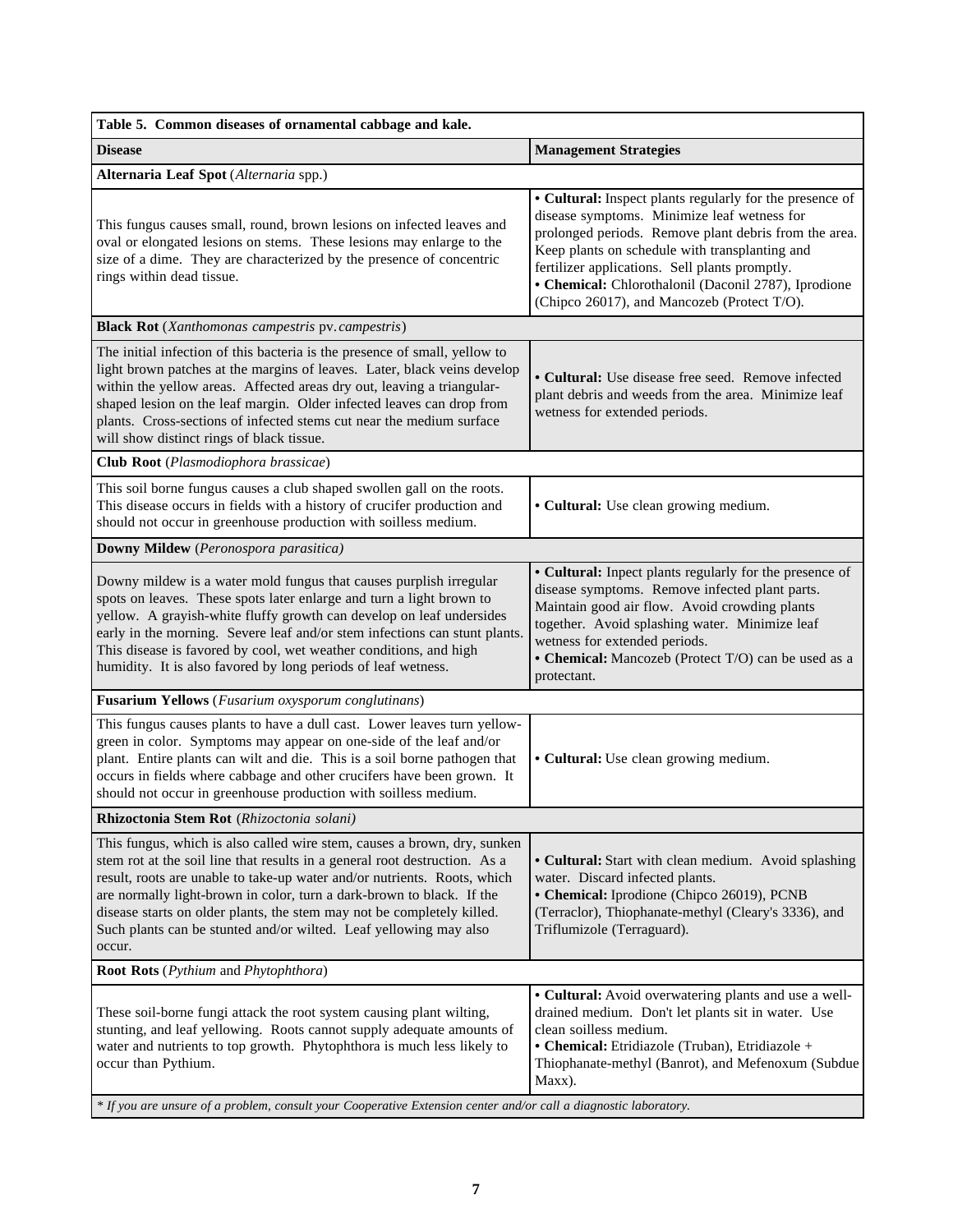| Table 5. Common diseases of ornamental cabbage and kale. | |
|---|---|
| **Disease** | **Management Strategies** |
| **Alternaria Leaf Spot** (*Alternaria* spp.) | |
| This fungus causes small, round, brown lesions on infected leaves and oval or elongated lesions on stems. These lesions may enlarge to the size of a dime. They are characterized by the presence of concentric rings within dead tissue. | • **Cultural:** Inspect plants regularly for the presence of disease symptoms. Minimize leaf wetness for prolonged periods. Remove plant debris from the area. Keep plants on schedule with transplanting and fertilizer applications. Sell plants promptly. • **Chemical:** Chlorothalonil (Daconil 2787), Iprodione (Chipco 26017), and Mancozeb (Protect T/O). |
| **Black Rot** (*Xanthomonas campestris* pv. *campestris*) | |
| The initial infection of this bacteria is the presence of small, yellow to light brown patches at the margins of leaves. Later, black veins develop within the yellow areas. Affected areas dry out, leaving a triangular-shaped lesion on the leaf margin. Older infected leaves can drop from plants. Cross-sections of infected stems cut near the medium surface will show distinct rings of black tissue. | • **Cultural:** Use disease free seed. Remove infected plant debris and weeds from the area. Minimize leaf wetness for extended periods. |
| **Club Root** (*Plasmodiophora brassicae*) | |
| This soil borne fungus causes a club shaped swollen gall on the roots. This disease occurs in fields with a history of crucifer production and should not occur in greenhouse production with soilless medium. | • **Cultural:** Use clean growing medium. |
| **Downy Mildew** (*Peronospora parasitica)* | |
| Downy mildew is a water mold fungus that causes purplish irregular spots on leaves. These spots later enlarge and turn a light brown to yellow. A grayish-white fluffy growth can develop on leaf undersides early in the morning. Severe leaf and/or stem infections can stunt plants. This disease is favored by cool, wet weather conditions, and high humidity. It is also favored by long periods of leaf wetness. | • **Cultural:** Inpect plants regularly for the presence of disease symptoms. Remove infected plant parts. Maintain good air flow. Avoid crowding plants together. Avoid splashing water. Minimize leaf wetness for extended periods. • **Chemical:** Mancozeb (Protect T/O) can be used as a protectant. |
| **Fusarium Yellows** (*Fusarium oxysporum conglutinans*) | |
| This fungus causes plants to have a dull cast. Lower leaves turn yellow-green in color. Symptoms may appear on one-side of the leaf and/or plant. Entire plants can wilt and die. This is a soil borne pathogen that occurs in fields where cabbage and other crucifers have been grown. It should not occur in greenhouse production with soilless medium. | • **Cultural:** Use clean growing medium. |
| **Rhizoctonia Stem Rot** (*Rhizoctonia solani)* | |
| This fungus, which is also called wire stem, causes a brown, dry, sunken stem rot at the soil line that results in a general root destruction. As a result, roots are unable to take-up water and/or nutrients. Roots, which are normally light-brown in color, turn a dark-brown to black. If the disease starts on older plants, the stem may not be completely killed. Such plants can be stunted and/or wilted. Leaf yellowing may also occur. | • **Cultural:** Start with clean medium. Avoid splashing water. Discard infected plants. • **Chemical:** Iprodione (Chipco 26019), PCNB (Terraclor), Thiophanate-methyl (Cleary's 3336), and Triflumizole (Terraguard). |
| **Root Rots** (*Pythium* and *Phytophthora*) | |
| These soil-borne fungi attack the root system causing plant wilting, stunting, and leaf yellowing. Roots cannot supply adequate amounts of water and nutrients to top growth. Phytophthora is much less likely to occur than Pythium. | • **Cultural:** Avoid overwatering plants and use a well-drained medium. Don't let plants sit in water. Use clean soilless medium. • **Chemical:** Etridiazole (Truban), Etridiazole + Thiophanate-methyl (Banrot), and Mefenoxum (Subdue Maxx). |

*\* If you are unsure of a problem, consult your Cooperative Extension center and/or call a diagnostic laboratory.*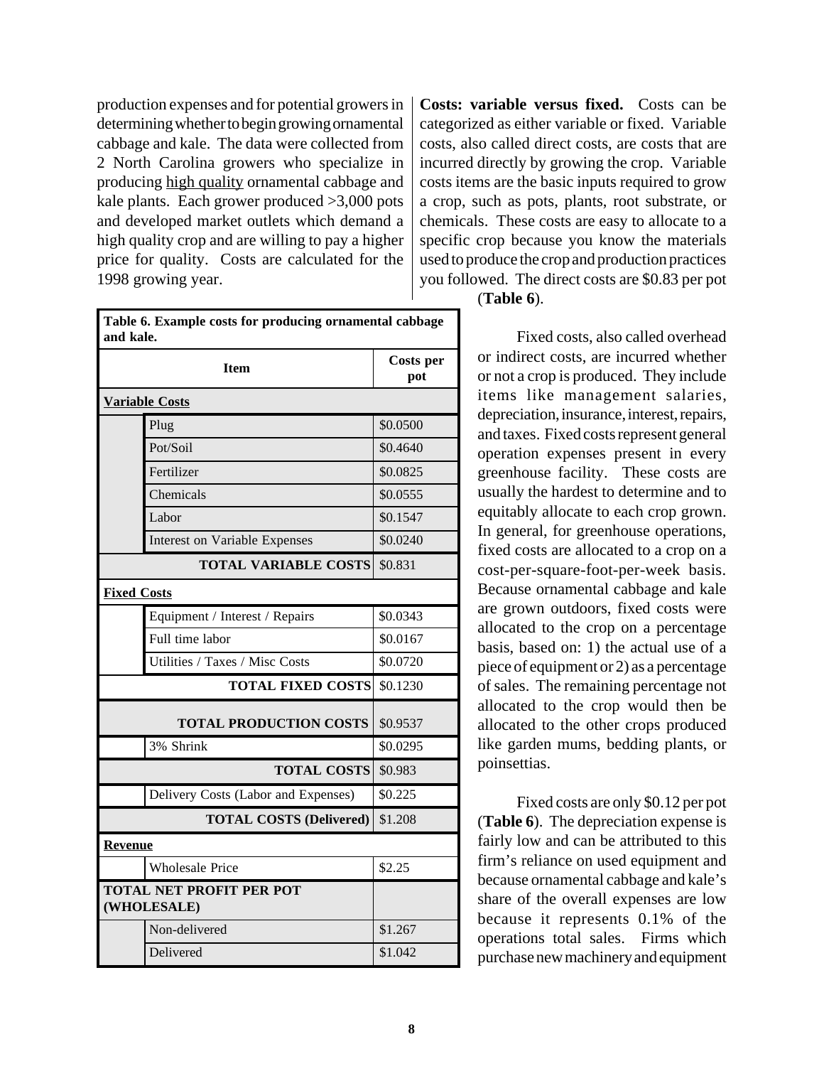production expenses and for potential growers in determining whether to begin growing ornamental cabbage and kale. The data were collected from 2 North Carolina growers who specialize in producing high quality ornamental cabbage and kale plants. Each grower produced >3,000 pots and developed market outlets which demand a high quality crop and are willing to pay a higher price for quality. Costs are calculated for the 1998 growing year.

**Table 6. Example costs for producing ornamental cabbage and kale.**

| | Item | Costs per pot |
|---|---|---|
| **Variable Costs** | | |
| | Plug | $0.0500 |
| | Pot/Soil | $0.4640 |
| | Fertilizer | $0.0825 |
| | Chemicals | $0.0555 |
| | Labor | $0.1547 |
| | Interest on Variable Expenses | $0.0240 |
| | **TOTAL VARIABLE COSTS** | $0.831 |
| **Fixed Costs** | | |
| | Equipment / Interest / Repairs | $0.0343 |
| | Full time labor | $0.0167 |
| | Utilities / Taxes / Misc Costs | $0.0720 |
| | **TOTAL FIXED COSTS** | $0.1230 |
| | **TOTAL PRODUCTION COSTS** | $0.9537 |
| | 3% Shrink | $0.0295 |
| | **TOTAL COSTS** | $0.983 |
| | Delivery Costs (Labor and Expenses) | $0.225 |
| | **TOTAL COSTS (Delivered)** | $1.208 |
| **Revenue** | | |
| | Wholesale Price | $2.25 |
| **TOTAL NET PROFIT PER POT (WHOLESALE)** | | |
| | Non-delivered | $1.267 |
| | Delivered | $1.042 |

**Costs: variable versus fixed.** Costs can be categorized as either variable or fixed. Variable costs, also called direct costs, are costs that are incurred directly by growing the crop. Variable costs items are the basic inputs required to grow a crop, such as pots, plants, root substrate, or chemicals. These costs are easy to allocate to a specific crop because you know the materials used to produce the crop and production practices you followed. The direct costs are $0.83 per pot (**Table 6**).

Fixed costs, also called overhead or indirect costs, are incurred whether or not a crop is produced. They include items like management salaries, depreciation, insurance, interest, repairs, and taxes. Fixed costs represent general operation expenses present in every greenhouse facility. These costs are usually the hardest to determine and to equitably allocate to each crop grown. In general, for greenhouse operations, fixed costs are allocated to a crop on a cost-per-square-foot-per-week basis. Because ornamental cabbage and kale are grown outdoors, fixed costs were allocated to the crop on a percentage basis, based on: 1) the actual use of a piece of equipment or 2) as a percentage of sales. The remaining percentage not allocated to the crop would then be allocated to the other crops produced like garden mums, bedding plants, or poinsettias.

Fixed costs are only $0.12 per pot (**Table 6**). The depreciation expense is fairly low and can be attributed to this firm's reliance on used equipment and because ornamental cabbage and kale's share of the overall expenses are low because it represents 0.1% of the operations total sales. Firms which purchase new machinery and equipment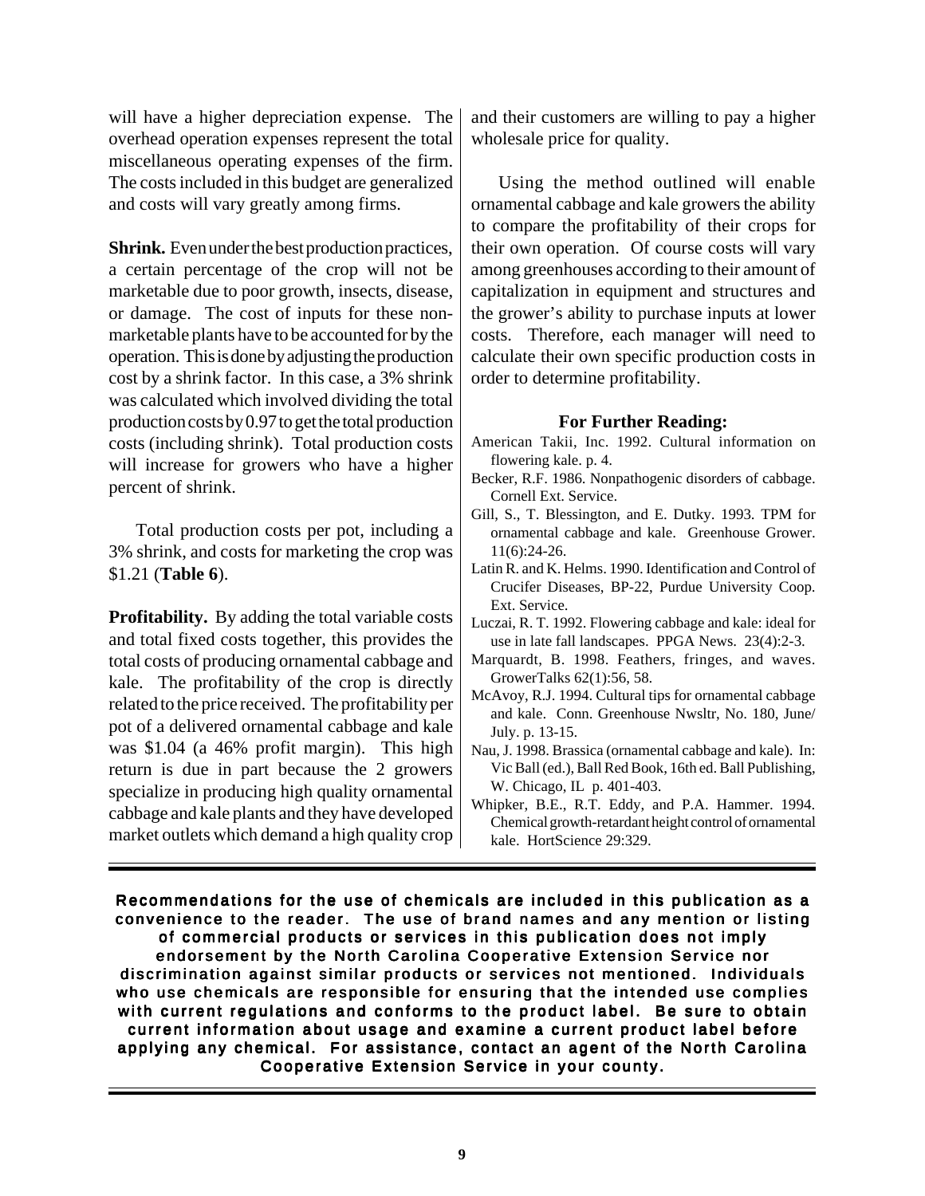will have a higher depreciation expense. The overhead operation expenses represent the total miscellaneous operating expenses of the firm. The costs included in this budget are generalized and costs will vary greatly among firms.

**Shrink.** Even under the best production practices, a certain percentage of the crop will not be marketable due to poor growth, insects, disease, or damage. The cost of inputs for these non-marketable plants have to be accounted for by the operation. This is done by adjusting the production cost by a shrink factor. In this case, a 3% shrink was calculated which involved dividing the total production costs by 0.97 to get the total production costs (including shrink). Total production costs will increase for growers who have a higher percent of shrink.

Total production costs per pot, including a 3% shrink, and costs for marketing the crop was $1.21 (**Table 6**).

**Profitability.** By adding the total variable costs and total fixed costs together, this provides the total costs of producing ornamental cabbage and kale. The profitability of the crop is directly related to the price received. The profitability per pot of a delivered ornamental cabbage and kale was $1.04 (a 46% profit margin). This high return is due in part because the 2 growers specialize in producing high quality ornamental cabbage and kale plants and they have developed market outlets which demand a high quality crop and their customers are willing to pay a higher wholesale price for quality.

Using the method outlined will enable ornamental cabbage and kale growers the ability to compare the profitability of their crops for their own operation. Of course costs will vary among greenhouses according to their amount of capitalization in equipment and structures and the grower's ability to purchase inputs at lower costs. Therefore, each manager will need to calculate their own specific production costs in order to determine profitability.

### For Further Reading:

American Takii, Inc. 1992. Cultural information on flowering kale. p. 4.

Becker, R.F. 1986. Nonpathogenic disorders of cabbage. Cornell Ext. Service.

Gill, S., T. Blessington, and E. Dutky. 1993. TPM for ornamental cabbage and kale. Greenhouse Grower. 11(6):24-26.

Latin R. and K. Helms. 1990. Identification and Control of Crucifer Diseases, BP-22, Purdue University Coop. Ext. Service.

Luczai, R. T. 1992. Flowering cabbage and kale: ideal for use in late fall landscapes. PPGA News. 23(4):2-3.

Marquardt, B. 1998. Feathers, fringes, and waves. GrowerTalks 62(1):56, 58.

McAvoy, R.J. 1994. Cultural tips for ornamental cabbage and kale. Conn. Greenhouse Nwsltr, No. 180, June/July. p. 13-15.

Nau, J. 1998. Brassica (ornamental cabbage and kale). In: Vic Ball (ed.), Ball Red Book, 16th ed. Ball Publishing, W. Chicago, IL p. 401-403.

Whipker, B.E., R.T. Eddy, and P.A. Hammer. 1994. Chemical growth-retardant height control of ornamental kale. HortScience 29:329.

---

**Recommendations for the use of chemicals are included in this publication as a convenience to the reader. The use of brand names and any mention or listing of commercial products or services in this publication does not imply endorsement by the North Carolina Cooperative Extension Service nor discrimination against similar products or services not mentioned. Individuals who use chemicals are responsible for ensuring that the intended use complies with current regulations and conforms to the product label. Be sure to obtain current information about usage and examine a current product label before applying any chemical. For assistance, contact an agent of the North Carolina Cooperative Extension Service in your county.**

---